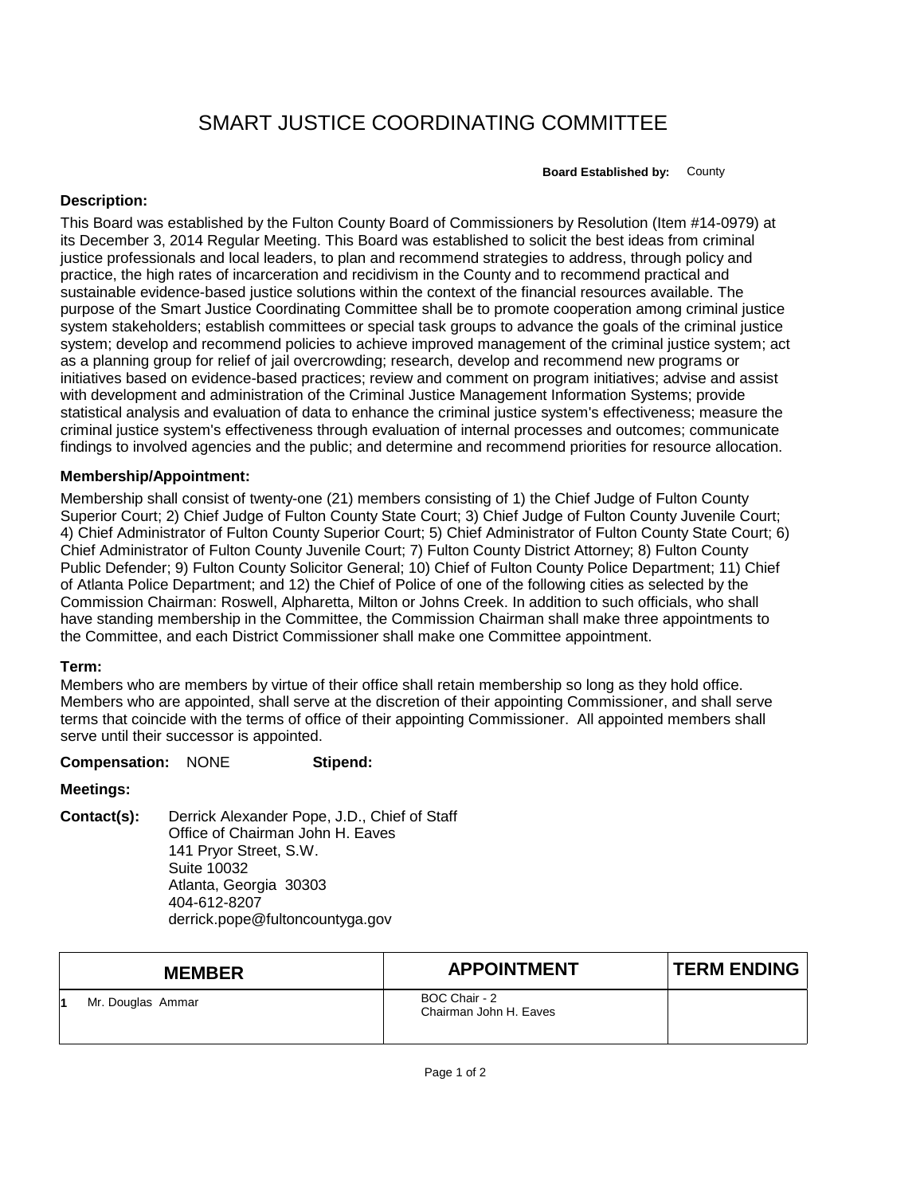# SMART JUSTICE COORDINATING COMMITTEE

**Board Established by:** County

**Description:**

This Board was established by the Fulton County Board of Commissioners by Resolution (Item #14-0979) at its December 3, 2014 Regular Meeting. This Board was established to solicit the best ideas from criminal justice professionals and local leaders, to plan and recommend strategies to address, through policy and practice, the high rates of incarceration and recidivism in the County and to recommend practical and sustainable evidence-based justice solutions within the context of the financial resources available. The purpose of the Smart Justice Coordinating Committee shall be to promote cooperation among criminal justice system stakeholders; establish committees or special task groups to advance the goals of the criminal justice system; develop and recommend policies to achieve improved management of the criminal justice system; act as a planning group for relief of jail overcrowding; research, develop and recommend new programs or initiatives based on evidence-based practices; review and comment on program initiatives; advise and assist with development and administration of the Criminal Justice Management Information Systems; provide statistical analysis and evaluation of data to enhance the criminal justice system's effectiveness; measure the criminal justice system's effectiveness through evaluation of internal processes and outcomes; communicate findings to involved agencies and the public; and determine and recommend priorities for resource allocation.

**Membership/Appointment:**

Membership shall consist of twenty-one (21) members consisting of 1) the Chief Judge of Fulton County Superior Court; 2) Chief Judge of Fulton County State Court; 3) Chief Judge of Fulton County Juvenile Court; 4) Chief Administrator of Fulton County Superior Court; 5) Chief Administrator of Fulton County State Court; 6) Chief Administrator of Fulton County Juvenile Court; 7) Fulton County District Attorney; 8) Fulton County Public Defender; 9) Fulton County Solicitor General; 10) Chief of Fulton County Police Department; 11) Chief of Atlanta Police Department; and 12) the Chief of Police of one of the following cities as selected by the Commission Chairman: Roswell, Alpharetta, Milton or Johns Creek. In addition to such officials, who shall have standing membership in the Committee, the Commission Chairman shall make three appointments to the Committee, and each District Commissioner shall make one Committee appointment.

**Term:**

Members who are members by virtue of their office shall retain membership so long as they hold office. Members who are appointed, shall serve at the discretion of their appointing Commissioner, and shall serve terms that coincide with the terms of office of their appointing Commissioner. All appointed members shall serve until their successor is appointed.

**Compensation:** NONE **Stipend:**

**Meetings:**

**Contact(s):** Derrick Alexander Pope, J.D., Chief of Staff
Office of Chairman John H. Eaves
141 Pryor Street, S.W.
Suite 10032
Atlanta, Georgia 30303
404-612-8207
derrick.pope@fultoncountyga.gov

| | MEMBER | APPOINTMENT | TERM ENDING |
|---|---|---|---|
| 1 | Mr. Douglas Ammar | BOC Chair - 2<br>Chairman John H. Eaves | |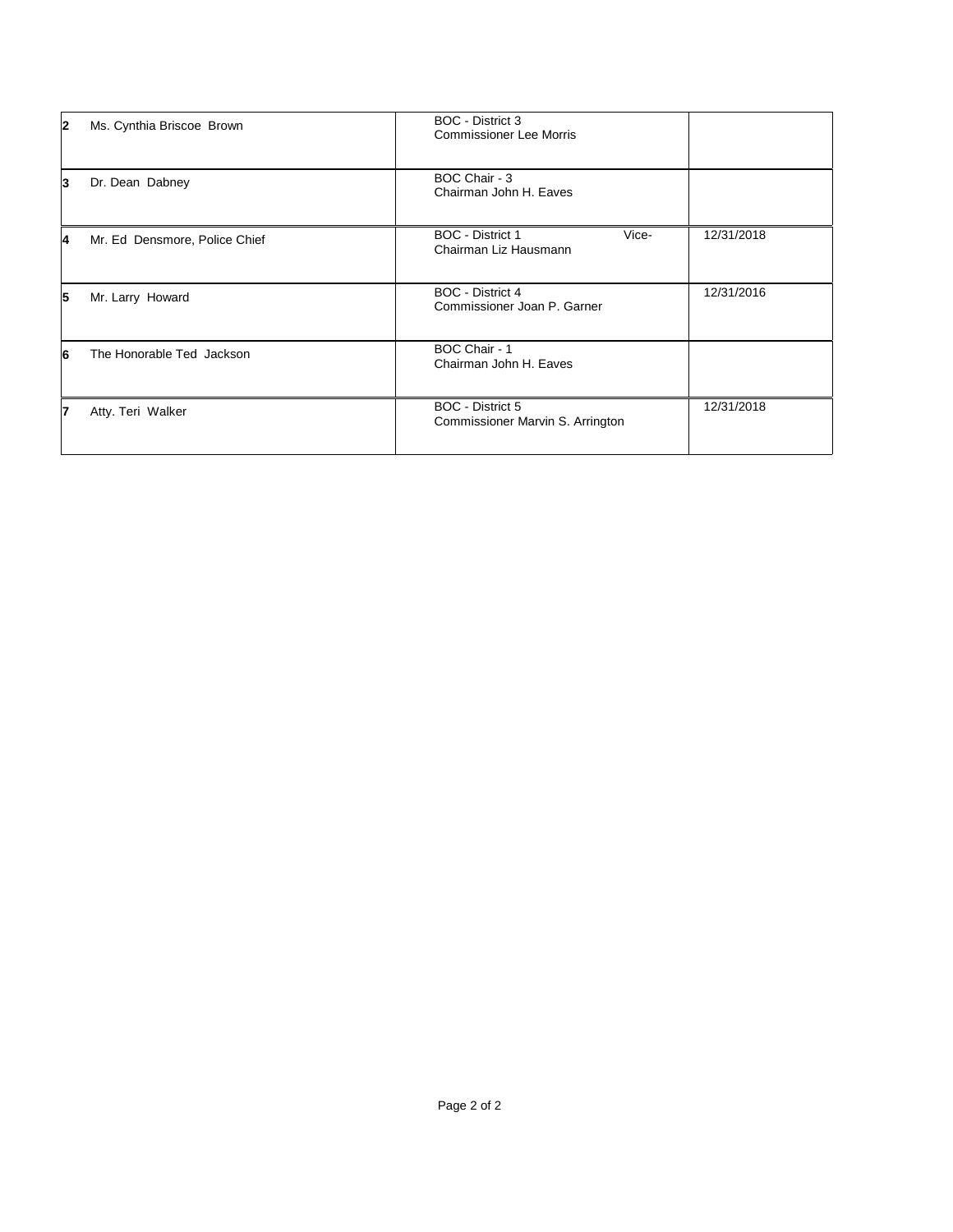| | | | |
|---|---|---|---|
| 2 | Ms. Cynthia Briscoe Brown | BOC - District 3<br>Commissioner Lee Morris | |
| 3 | Dr. Dean Dabney | BOC Chair - 3<br>Chairman John H. Eaves | |
| 4 | Mr. Ed Densmore, Police Chief | BOC - District 1 Vice-<br>Chairman Liz Hausmann | 12/31/2018 |
| 5 | Mr. Larry Howard | BOC - District 4<br>Commissioner Joan P. Garner | 12/31/2016 |
| 6 | The Honorable Ted Jackson | BOC Chair - 1<br>Chairman John H. Eaves | |
| 7 | Atty. Teri Walker | BOC - District 5<br>Commissioner Marvin S. Arrington | 12/31/2018 |